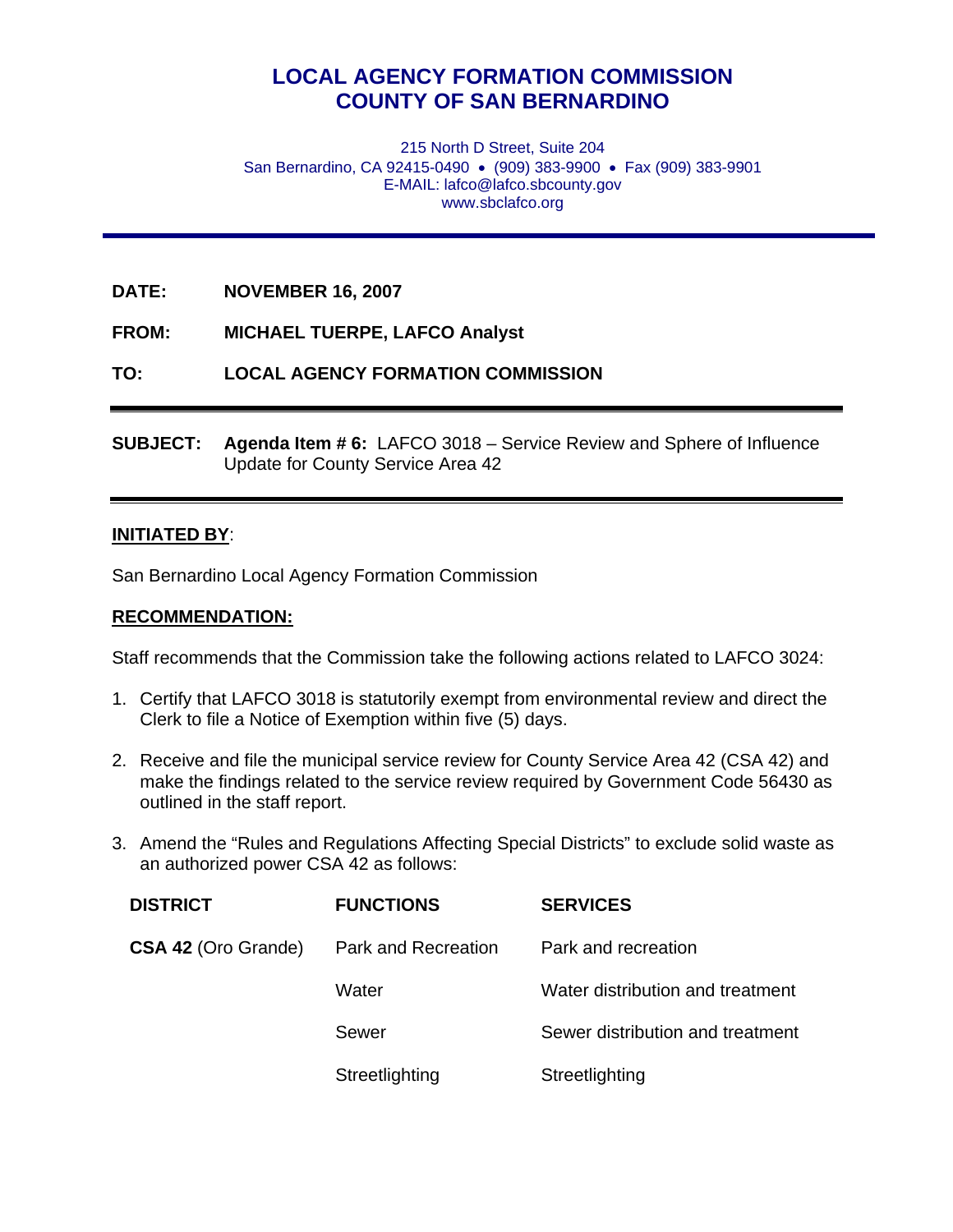# LOCAL AGENCY FORMATION COMMISSION
# COUNTY OF SAN BERNARDINO

215 North D Street, Suite 204
San Bernardino, CA 92415-0490 • (909) 383-9900 • Fax (909) 383-9901
E-MAIL: lafco@lafco.sbcounty.gov
www.sbclafco.org

**DATE:** **NOVEMBER 16, 2007**

**FROM:** **MICHAEL TUERPE, LAFCO Analyst**

**TO:** **LOCAL AGENCY FORMATION COMMISSION**

**SUBJECT:** **Agenda Item # 6:** LAFCO 3018 – Service Review and Sphere of Influence Update for County Service Area 42

**INITIATED BY**:

San Bernardino Local Agency Formation Commission

**RECOMMENDATION:**

Staff recommends that the Commission take the following actions related to LAFCO 3024:

1. Certify that LAFCO 3018 is statutorily exempt from environmental review and direct the Clerk to file a Notice of Exemption within five (5) days.

2. Receive and file the municipal service review for County Service Area 42 (CSA 42) and make the findings related to the service review required by Government Code 56430 as outlined in the staff report.

3. Amend the "Rules and Regulations Affecting Special Districts" to exclude solid waste as an authorized power CSA 42 as follows:

| DISTRICT | FUNCTIONS | SERVICES |
|---|---|---|
| **CSA 42** (Oro Grande) | Park and Recreation | Park and recreation |
| | Water | Water distribution and treatment |
| | Sewer | Sewer distribution and treatment |
| | Streetlighting | Streetlighting |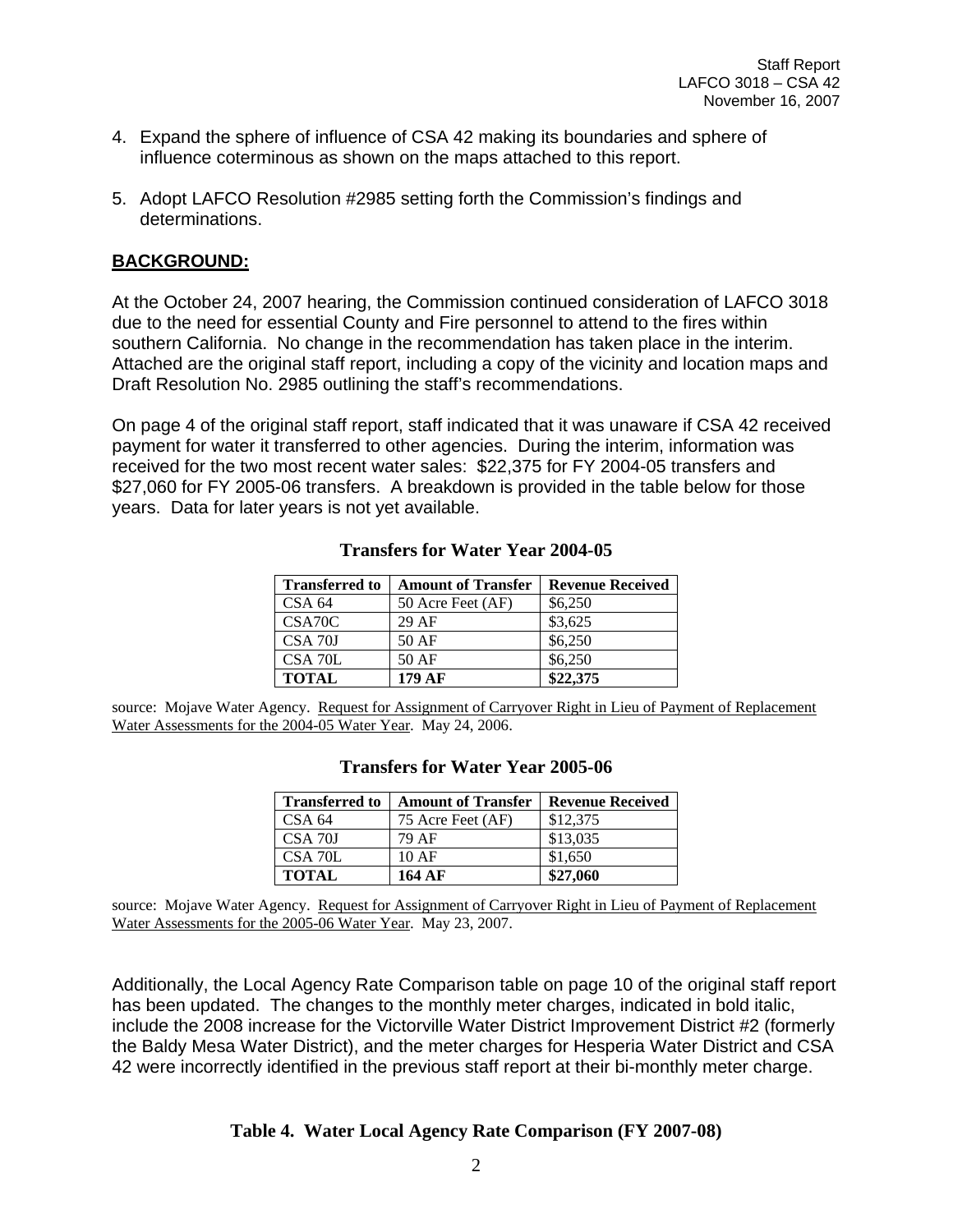4. Expand the sphere of influence of CSA 42 making its boundaries and sphere of influence coterminous as shown on the maps attached to this report.

5. Adopt LAFCO Resolution #2985 setting forth the Commission's findings and determinations.

## BACKGROUND:

At the October 24, 2007 hearing, the Commission continued consideration of LAFCO 3018 due to the need for essential County and Fire personnel to attend to the fires within southern California. No change in the recommendation has taken place in the interim. Attached are the original staff report, including a copy of the vicinity and location maps and Draft Resolution No. 2985 outlining the staff's recommendations.

On page 4 of the original staff report, staff indicated that it was unaware if CSA 42 received payment for water it transferred to other agencies. During the interim, information was received for the two most recent water sales: $22,375 for FY 2004-05 transfers and $27,060 for FY 2005-06 transfers. A breakdown is provided in the table below for those years. Data for later years is not yet available.

**Transfers for Water Year 2004-05**

| Transferred to | Amount of Transfer | Revenue Received |
|---|---|---|
| CSA 64 | 50 Acre Feet (AF) | $6,250 |
| CSA70C | 29 AF | $3,625 |
| CSA 70J | 50 AF | $6,250 |
| CSA 70L | 50 AF | $6,250 |
| **TOTAL** | **179 AF** | **$22,375** |

source: Mojave Water Agency. Request for Assignment of Carryover Right in Lieu of Payment of Replacement Water Assessments for the 2004-05 Water Year. May 24, 2006.

**Transfers for Water Year 2005-06**

| Transferred to | Amount of Transfer | Revenue Received |
|---|---|---|
| CSA 64 | 75 Acre Feet (AF) | $12,375 |
| CSA 70J | 79 AF | $13,035 |
| CSA 70L | 10 AF | $1,650 |
| **TOTAL** | **164 AF** | **$27,060** |

source: Mojave Water Agency. Request for Assignment of Carryover Right in Lieu of Payment of Replacement Water Assessments for the 2005-06 Water Year. May 23, 2007.

Additionally, the Local Agency Rate Comparison table on page 10 of the original staff report has been updated. The changes to the monthly meter charges, indicated in bold italic, include the 2008 increase for the Victorville Water District Improvement District #2 (formerly the Baldy Mesa Water District), and the meter charges for Hesperia Water District and CSA 42 were incorrectly identified in the previous staff report at their bi-monthly meter charge.

**Table 4. Water Local Agency Rate Comparison (FY 2007-08)**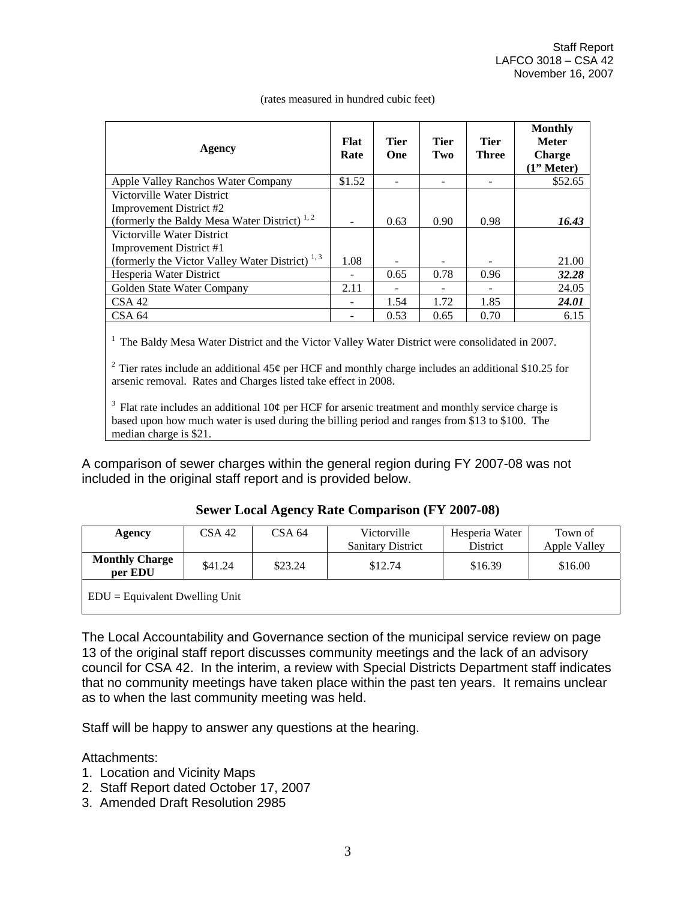(rates measured in hundred cubic feet)

| Agency | Flat Rate | Tier One | Tier Two | Tier Three | Monthly Meter Charge (1" Meter) |
|---|---|---|---|---|---|
| Apple Valley Ranchos Water Company | $1.52 | - | - | - | $52.65 |
| Victorville Water District Improvement District #2 (formerly the Baldy Mesa Water District) [1, 2] | - | 0.63 | 0.90 | 0.98 | ***16.43*** |
| Victorville Water District Improvement District #1 (formerly the Victor Valley Water District) [1, 3] | 1.08 | - | - | - | 21.00 |
| Hesperia Water District | - | 0.65 | 0.78 | 0.96 | ***32.28*** |
| Golden State Water Company | 2.11 | - | - | - | 24.05 |
| CSA 42 | - | 1.54 | 1.72 | 1.85 | ***24.01*** |
| CSA 64 | - | 0.53 | 0.65 | 0.70 | 6.15 |

[1] The Baldy Mesa Water District and the Victor Valley Water District were consolidated in 2007.

[2] Tier rates include an additional 45¢ per HCF and monthly charge includes an additional $10.25 for arsenic removal. Rates and Charges listed take effect in 2008.

[3] Flat rate includes an additional 10¢ per HCF for arsenic treatment and monthly service charge is based upon how much water is used during the billing period and ranges from $13 to $100. The median charge is $21.

A comparison of sewer charges within the general region during FY 2007-08 was not included in the original staff report and is provided below.

**Sewer Local Agency Rate Comparison (FY 2007-08)**

| Agency | CSA 42 | CSA 64 | Victorville Sanitary District | Hesperia Water District | Town of Apple Valley |
|---|---|---|---|---|---|
| **Monthly Charge per EDU** | $41.24 | $23.24 | $12.74 | $16.39 | $16.00 |

EDU = Equivalent Dwelling Unit

The Local Accountability and Governance section of the municipal service review on page 13 of the original staff report discusses community meetings and the lack of an advisory council for CSA 42. In the interim, a review with Special Districts Department staff indicates that no community meetings have taken place within the past ten years. It remains unclear as to when the last community meeting was held.

Staff will be happy to answer any questions at the hearing.

Attachments:

1. Location and Vicinity Maps
2. Staff Report dated October 17, 2007
3. Amended Draft Resolution 2985